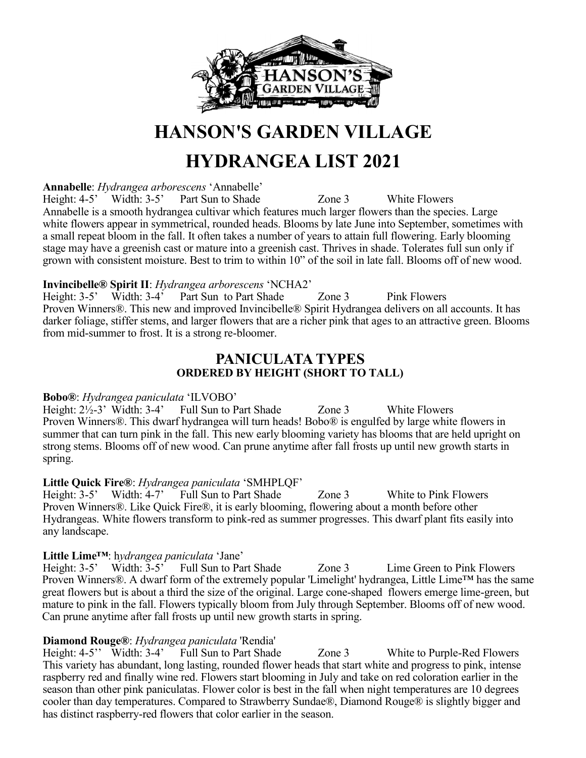# HANSON'S GARDEN VILLAGE

# HYDRANGEA LIST 2021

**Annabelle**: *Hydrangea arborescens* 'Annabelle'
Height: 4-5' Width: 3-5' Part Sun to Shade Zone 3 White Flowers
Annabelle is a smooth hydrangea cultivar which features much larger flowers than the species. Large white flowers appear in symmetrical, rounded heads. Blooms by late June into September, sometimes with a small repeat bloom in the fall. It often takes a number of years to attain full flowering. Early blooming stage may have a greenish cast or mature into a greenish cast. Thrives in shade. Tolerates full sun only if grown with consistent moisture. Best to trim to within 10" of the soil in late fall. Blooms off of new wood.

**Invincibelle® Spirit II**: *Hydrangea arborescens* 'NCHA2'
Height: 3-5' Width: 3-4' Part Sun to Part Shade Zone 3 Pink Flowers
Proven Winners®. This new and improved Invincibelle® Spirit Hydrangea delivers on all accounts. It has darker foliage, stiffer stems, and larger flowers that are a richer pink that ages to an attractive green. Blooms from mid-summer to frost. It is a strong re-bloomer.

## PANICULATA TYPES
### ORDERED BY HEIGHT (SHORT TO TALL)

**Bobo®**: *Hydrangea paniculata* 'ILVOBO'
Height: 2½-3' Width: 3-4' Full Sun to Part Shade Zone 3 White Flowers
Proven Winners®. This dwarf hydrangea will turn heads! Bobo® is engulfed by large white flowers in summer that can turn pink in the fall. This new early blooming variety has blooms that are held upright on strong stems. Blooms off of new wood. Can prune anytime after fall frosts up until new growth starts in spring.

**Little Quick Fire®**: *Hydrangea paniculata* 'SMHPLQF'
Height: 3-5' Width: 4-7' Full Sun to Part Shade Zone 3 White to Pink Flowers
Proven Winners®. Like Quick Fire®, it is early blooming, flowering about a month before other Hydrangeas. White flowers transform to pink-red as summer progresses. This dwarf plant fits easily into any landscape.

**Little Lime™**: h*ydrangea paniculata* 'Jane'
Height: 3-5' Width: 3-5' Full Sun to Part Shade Zone 3 Lime Green to Pink Flowers
Proven Winners®. A dwarf form of the extremely popular 'Limelight' hydrangea, Little Lime™ has the same great flowers but is about a third the size of the original. Large cone-shaped flowers emerge lime-green, but mature to pink in the fall. Flowers typically bloom from July through September. Blooms off of new wood. Can prune anytime after fall frosts up until new growth starts in spring.

**Diamond Rouge®**: *Hydrangea paniculata* 'Rendia'
Height: 4-5'' Width: 3-4' Full Sun to Part Shade Zone 3 White to Purple-Red Flowers
This variety has abundant, long lasting, rounded flower heads that start white and progress to pink, intense raspberry red and finally wine red. Flowers start blooming in July and take on red coloration earlier in the season than other pink paniculatas. Flower color is best in the fall when night temperatures are 10 degrees cooler than day temperatures. Compared to Strawberry Sundae®, Diamond Rouge® is slightly bigger and has distinct raspberry-red flowers that color earlier in the season.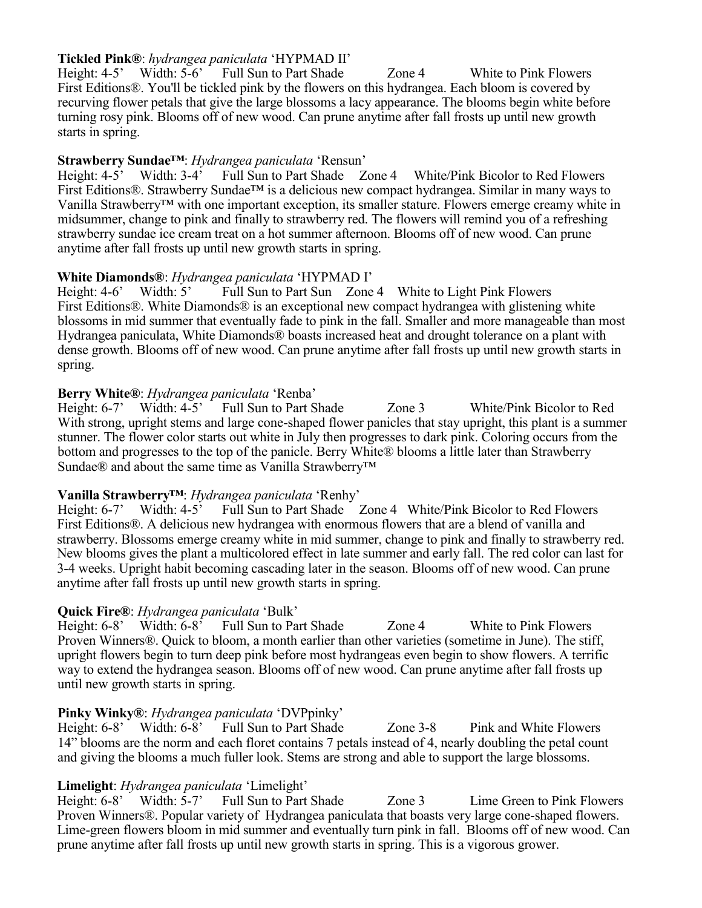**Tickled Pink®**: *hydrangea paniculata* 'HYPMAD II'
Height: 4-5' Width: 5-6' Full Sun to Part Shade Zone 4 White to Pink Flowers
First Editions®. You'll be tickled pink by the flowers on this hydrangea. Each bloom is covered by recurving flower petals that give the large blossoms a lacy appearance. The blooms begin white before turning rosy pink. Blooms off of new wood. Can prune anytime after fall frosts up until new growth starts in spring.

**Strawberry Sundae™**: *Hydrangea paniculata* 'Rensun'
Height: 4-5' Width: 3-4' Full Sun to Part Shade Zone 4 White/Pink Bicolor to Red Flowers
First Editions®. Strawberry Sundae™ is a delicious new compact hydrangea. Similar in many ways to Vanilla Strawberry™ with one important exception, its smaller stature. Flowers emerge creamy white in midsummer, change to pink and finally to strawberry red. The flowers will remind you of a refreshing strawberry sundae ice cream treat on a hot summer afternoon. Blooms off of new wood. Can prune anytime after fall frosts up until new growth starts in spring.

**White Diamonds®**: *Hydrangea paniculata* 'HYPMAD I'
Height: 4-6' Width: 5' Full Sun to Part Sun Zone 4 White to Light Pink Flowers
First Editions®. White Diamonds® is an exceptional new compact hydrangea with glistening white blossoms in mid summer that eventually fade to pink in the fall. Smaller and more manageable than most Hydrangea paniculata, White Diamonds® boasts increased heat and drought tolerance on a plant with dense growth. Blooms off of new wood. Can prune anytime after fall frosts up until new growth starts in spring.

**Berry White®**: *Hydrangea paniculata* 'Renba'
Height: 6-7' Width: 4-5' Full Sun to Part Shade Zone 3 White/Pink Bicolor to Red
With strong, upright stems and large cone-shaped flower panicles that stay upright, this plant is a summer stunner. The flower color starts out white in July then progresses to dark pink. Coloring occurs from the bottom and progresses to the top of the panicle. Berry White® blooms a little later than Strawberry Sundae® and about the same time as Vanilla Strawberry™

**Vanilla Strawberry™**: *Hydrangea paniculata* 'Renhy'
Height: 6-7' Width: 4-5' Full Sun to Part Shade Zone 4 White/Pink Bicolor to Red Flowers
First Editions®. A delicious new hydrangea with enormous flowers that are a blend of vanilla and strawberry. Blossoms emerge creamy white in mid summer, change to pink and finally to strawberry red. New blooms gives the plant a multicolored effect in late summer and early fall. The red color can last for 3-4 weeks. Upright habit becoming cascading later in the season. Blooms off of new wood. Can prune anytime after fall frosts up until new growth starts in spring.

**Quick Fire®**: *Hydrangea paniculata* 'Bulk'
Height: 6-8' Width: 6-8' Full Sun to Part Shade Zone 4 White to Pink Flowers
Proven Winners®. Quick to bloom, a month earlier than other varieties (sometime in June). The stiff, upright flowers begin to turn deep pink before most hydrangeas even begin to show flowers. A terrific way to extend the hydrangea season. Blooms off of new wood. Can prune anytime after fall frosts up until new growth starts in spring.

**Pinky Winky®**: *Hydrangea paniculata* 'DVPpinky'
Height: 6-8' Width: 6-8' Full Sun to Part Shade Zone 3-8 Pink and White Flowers
14" blooms are the norm and each floret contains 7 petals instead of 4, nearly doubling the petal count and giving the blooms a much fuller look. Stems are strong and able to support the large blossoms.

**Limelight**: *Hydrangea paniculata* 'Limelight'
Height: 6-8' Width: 5-7' Full Sun to Part Shade Zone 3 Lime Green to Pink Flowers
Proven Winners®. Popular variety of Hydrangea paniculata that boasts very large cone-shaped flowers. Lime-green flowers bloom in mid summer and eventually turn pink in fall. Blooms off of new wood. Can prune anytime after fall frosts up until new growth starts in spring. This is a vigorous grower.